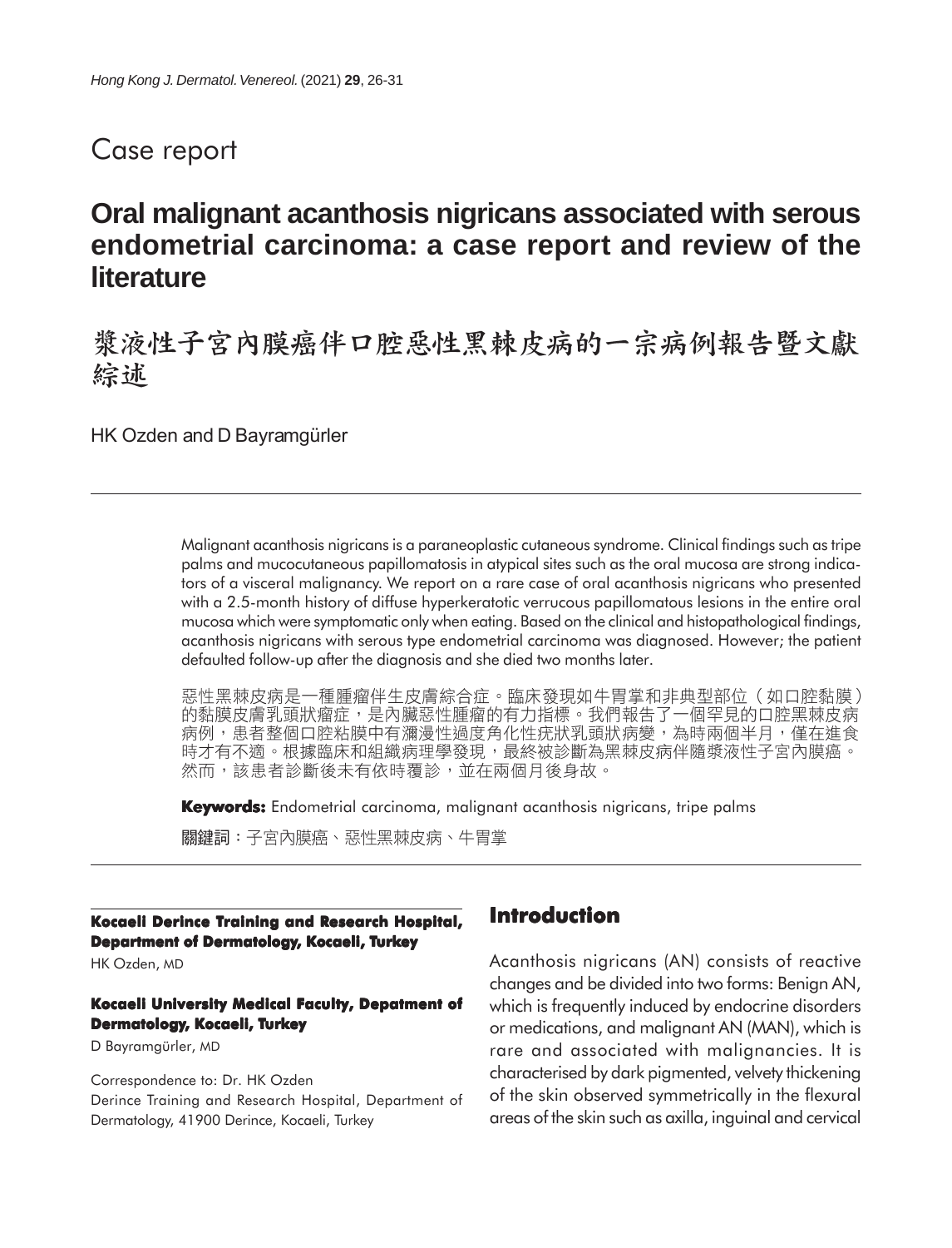Case report

# Oral malignant acanthosis nigricans associated with serous endometrial carcinoma: a case report and review of the literature

# 漿液性子宮內膜癌伴口腔惡性黑棘皮病的一宗病例報告暨文獻綜述

HK Ozden and D Bayramgürler

Malignant acanthosis nigricans is a paraneoplastic cutaneous syndrome. Clinical findings such as tripe palms and mucocutaneous papillomatosis in atypical sites such as the oral mucosa are strong indicators of a visceral malignancy. We report on a rare case of oral acanthosis nigricans who presented with a 2.5-month history of diffuse hyperkeratotic verrucous papillomatous lesions in the entire oral mucosa which were symptomatic only when eating. Based on the clinical and histopathological findings, acanthosis nigricans with serous type endometrial carcinoma was diagnosed. However; the patient defaulted follow-up after the diagnosis and she died two months later.

惡性黑棘皮病是一種腫瘤伴生皮膚綜合症。臨床發現如牛胃掌和非典型部位（如口腔黏膜）的黏膜皮膚乳頭狀瘤症，是內臟惡性腫瘤的有力指標。我們報告了一個罕見的口腔黑棘皮病病例，患者整個口腔粘膜中有瀰漫性過度角化性疣狀乳頭狀病變，為時兩個半月，僅在進食時才有不適。根據臨床和組織病理學發現，最終被診斷為黑棘皮病伴隨漿液性子宮內膜癌。然而，該患者診斷後未有依時覆診，並在兩個月後身故。

**Keywords:** Endometrial carcinoma, malignant acanthosis nigricans, tripe palms

**關鍵詞**：子宮內膜癌、惡性黑棘皮病、牛胃掌

**Kocaeli Derince Training and Research Hospital, Department of Dermatology, Kocaeli, Turkey**
HK Ozden, MD

**Kocaeli University Medical Faculty, Depatment of Dermatology, Kocaeli, Turkey**
D Bayramgürler, MD

Correspondence to: Dr. HK Ozden
Derince Training and Research Hospital, Department of Dermatology, 41900 Derince, Kocaeli, Turkey

## Introduction

Acanthosis nigricans (AN) consists of reactive changes and be divided into two forms: Benign AN, which is frequently induced by endocrine disorders or medications, and malignant AN (MAN), which is rare and associated with malignancies. It is characterised by dark pigmented, velvety thickening of the skin observed symmetrically in the flexural areas of the skin such as axilla, inguinal and cervical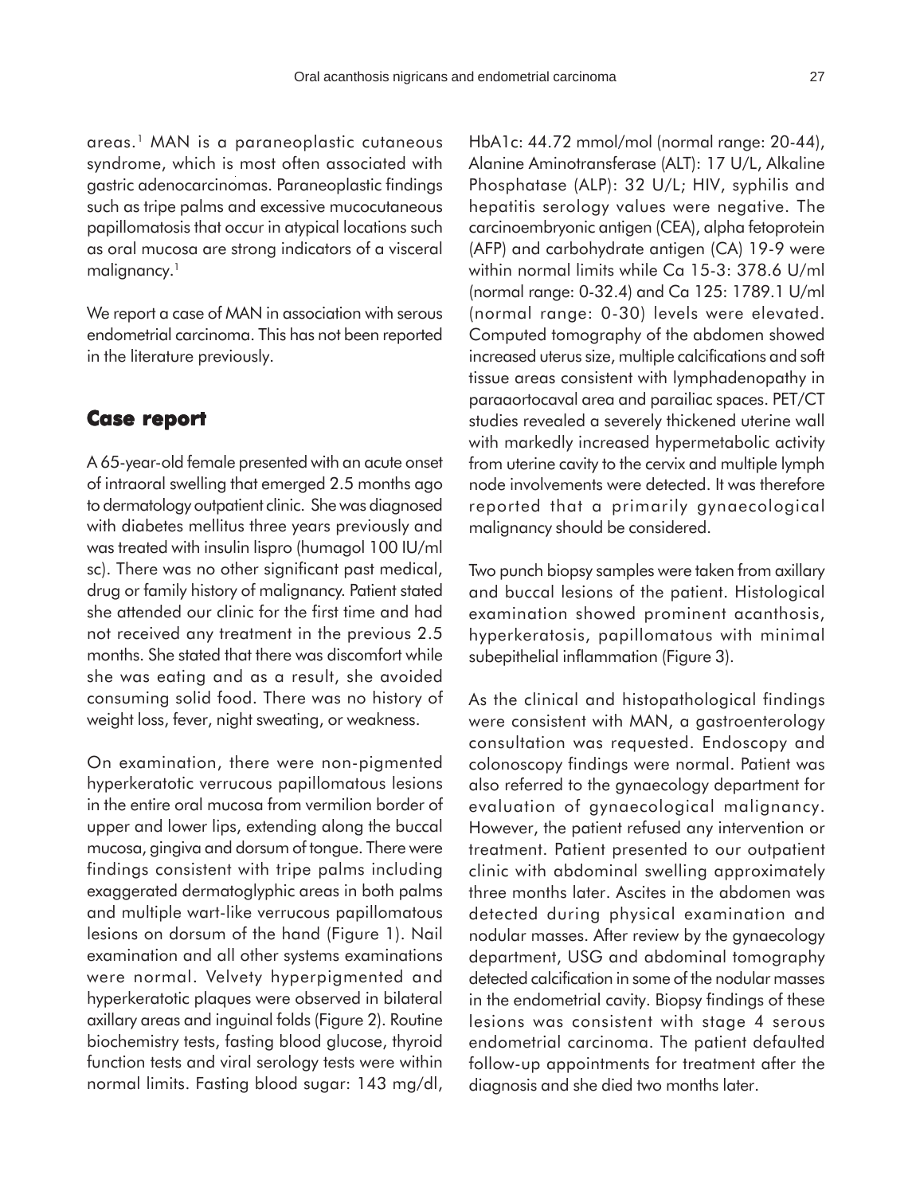areas.[1] MAN is a paraneoplastic cutaneous syndrome, which is most often associated with gastric adenocarcinomas. Paraneoplastic findings such as tripe palms and excessive mucocutaneous papillomatosis that occur in atypical locations such as oral mucosa are strong indicators of a visceral malignancy.[1]

We report a case of MAN in association with serous endometrial carcinoma. This has not been reported in the literature previously.

## Case report

A 65-year-old female presented with an acute onset of intraoral swelling that emerged 2.5 months ago to dermatology outpatient clinic. She was diagnosed with diabetes mellitus three years previously and was treated with insulin lispro (humagol 100 IU/ml sc). There was no other significant past medical, drug or family history of malignancy. Patient stated she attended our clinic for the first time and had not received any treatment in the previous 2.5 months. She stated that there was discomfort while she was eating and as a result, she avoided consuming solid food. There was no history of weight loss, fever, night sweating, or weakness.

On examination, there were non-pigmented hyperkeratotic verrucous papillomatous lesions in the entire oral mucosa from vermilion border of upper and lower lips, extending along the buccal mucosa, gingiva and dorsum of tongue. There were findings consistent with tripe palms including exaggerated dermatoglyphic areas in both palms and multiple wart-like verrucous papillomatous lesions on dorsum of the hand (Figure 1). Nail examination and all other systems examinations were normal. Velvety hyperpigmented and hyperkeratotic plaques were observed in bilateral axillary areas and inguinal folds (Figure 2). Routine biochemistry tests, fasting blood glucose, thyroid function tests and viral serology tests were within normal limits. Fasting blood sugar: 143 mg/dl, HbA1c: 44.72 mmol/mol (normal range: 20-44), Alanine Aminotransferase (ALT): 17 U/L, Alkaline Phosphatase (ALP): 32 U/L; HIV, syphilis and hepatitis serology values were negative. The carcinoembryonic antigen (CEA), alpha fetoprotein (AFP) and carbohydrate antigen (CA) 19-9 were within normal limits while Ca 15-3: 378.6 U/ml (normal range: 0-32.4) and Ca 125: 1789.1 U/ml (normal range: 0-30) levels were elevated. Computed tomography of the abdomen showed increased uterus size, multiple calcifications and soft tissue areas consistent with lymphadenopathy in paraaortocaval area and parailiac spaces. PET/CT studies revealed a severely thickened uterine wall with markedly increased hypermetabolic activity from uterine cavity to the cervix and multiple lymph node involvements were detected. It was therefore reported that a primarily gynaecological malignancy should be considered.

Two punch biopsy samples were taken from axillary and buccal lesions of the patient. Histological examination showed prominent acanthosis, hyperkeratosis, papillomatous with minimal subepithelial inflammation (Figure 3).

As the clinical and histopathological findings were consistent with MAN, a gastroenterology consultation was requested. Endoscopy and colonoscopy findings were normal. Patient was also referred to the gynaecology department for evaluation of gynaecological malignancy. However, the patient refused any intervention or treatment. Patient presented to our outpatient clinic with abdominal swelling approximately three months later. Ascites in the abdomen was detected during physical examination and nodular masses. After review by the gynaecology department, USG and abdominal tomography detected calcification in some of the nodular masses in the endometrial cavity. Biopsy findings of these lesions was consistent with stage 4 serous endometrial carcinoma. The patient defaulted follow-up appointments for treatment after the diagnosis and she died two months later.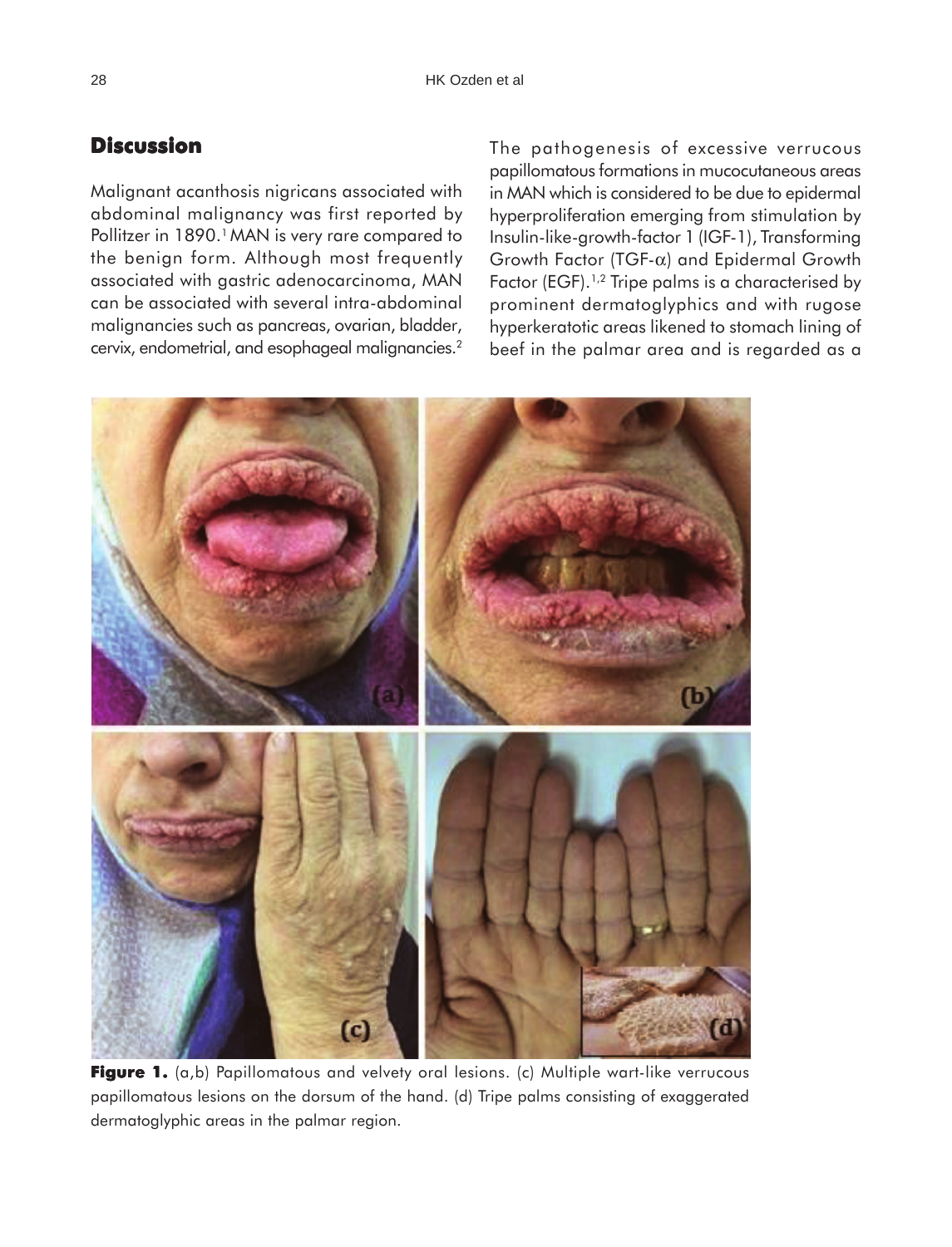## Discussion

Malignant acanthosis nigricans associated with abdominal malignancy was first reported by Pollitzer in 1890.[1] MAN is very rare compared to the benign form. Although most frequently associated with gastric adenocarcinoma, MAN can be associated with several intra-abdominal malignancies such as pancreas, ovarian, bladder, cervix, endometrial, and esophageal malignancies.[2]

The pathogenesis of excessive verrucous papillomatous formations in mucocutaneous areas in MAN which is considered to be due to epidermal hyperproliferation emerging from stimulation by Insulin-like-growth-factor 1 (IGF-1), Transforming Growth Factor (TGF-$\alpha$) and Epidermal Growth Factor (EGF).[1,2] Tripe palms is a characterised by prominent dermatoglyphics and with rugose hyperkeratotic areas likened to stomach lining of beef in the palmar area and is regarded as a

**Figure 1.** (a,b) Papillomatous and velvety oral lesions. (c) Multiple wart-like verrucous papillomatous lesions on the dorsum of the hand. (d) Tripe palms consisting of exaggerated dermatoglyphic areas in the palmar region.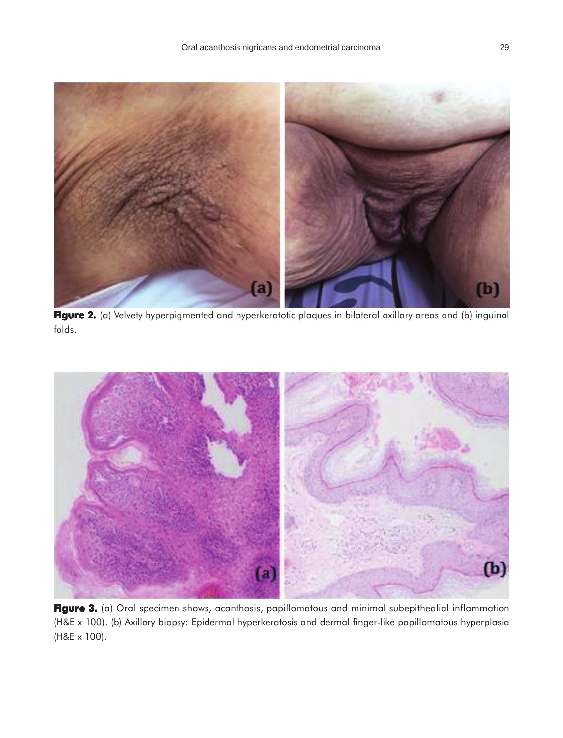**Figure 2.** (a) Velvety hyperpigmented and hyperkeratotic plaques in bilateral axillary areas and (b) inguinal folds.

**Figure 3.** (a) Oral specimen shows, acanthosis, papillomatous and minimal subepithealial inflammation (H&E x 100). (b) Axillary biopsy: Epidermal hyperkeratosis and dermal finger-like papillomatous hyperplasia (H&E x 100).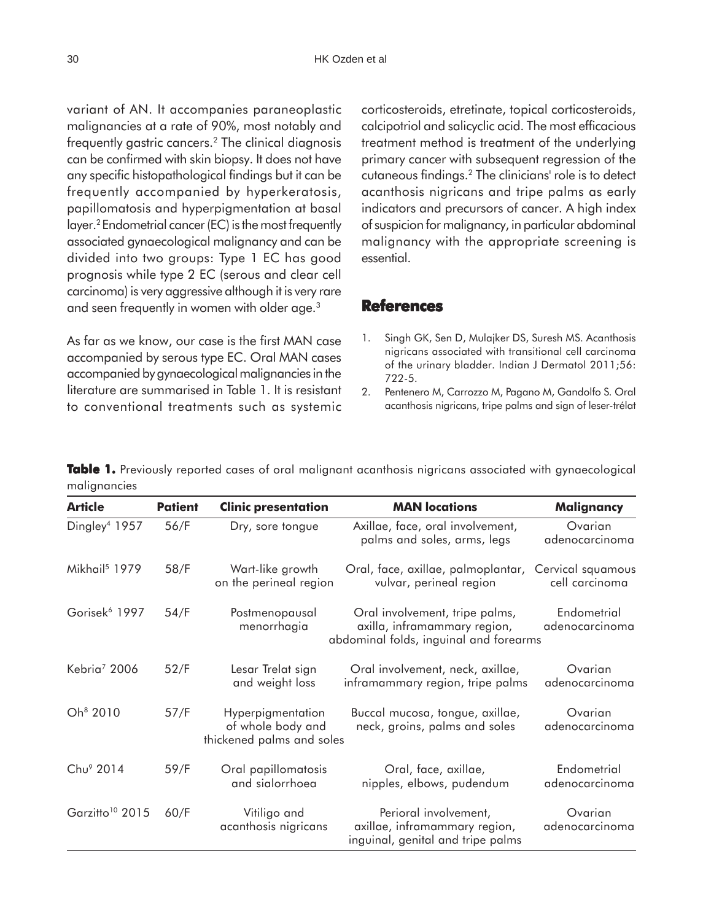variant of AN. It accompanies paraneoplastic malignancies at a rate of 90%, most notably and frequently gastric cancers.[2] The clinical diagnosis can be confirmed with skin biopsy. It does not have any specific histopathological findings but it can be frequently accompanied by hyperkeratosis, papillomatosis and hyperpigmentation at basal layer.[2] Endometrial cancer (EC) is the most frequently associated gynaecological malignancy and can be divided into two groups: Type 1 EC has good prognosis while type 2 EC (serous and clear cell carcinoma) is very aggressive although it is very rare and seen frequently in women with older age.[3]

As far as we know, our case is the first MAN case accompanied by serous type EC. Oral MAN cases accompanied by gynaecological malignancies in the literature are summarised in Table 1. It is resistant to conventional treatments such as systemic corticosteroids, etretinate, topical corticosteroids, calcipotriol and salicyclic acid. The most efficacious treatment method is treatment of the underlying primary cancer with subsequent regression of the cutaneous findings.[2] The clinicians' role is to detect acanthosis nigricans and tripe palms as early indicators and precursors of cancer. A high index of suspicion for malignancy, in particular abdominal malignancy with the appropriate screening is essential.

**Table 1.** Previously reported cases of oral malignant acanthosis nigricans associated with gynaecological malignancies

| Article | Patient | Clinic presentation | MAN locations | Malignancy |
|---|---|---|---|---|
| Dingley[4] 1957 | 56/F | Dry, sore tongue | Axillae, face, oral involvement, palms and soles, arms, legs | Ovarian adenocarcinoma |
| Mikhail[5] 1979 | 58/F | Wart-like growth on the perineal region | Oral, face, axillae, palmoplantar, vulvar, perineal region | Cervical squamous cell carcinoma |
| Gorisek[6] 1997 | 54/F | Postmenopausal menorrhagia | Oral involvement, tripe palms, axilla, inframammary region, abdominal folds, inguinal and forearms | Endometrial adenocarcinoma |
| Kebria[7] 2006 | 52/F | Lesar Trelat sign and weight loss | Oral involvement, neck, axillae, inframammary region, tripe palms | Ovarian adenocarcinoma |
| Oh[8] 2010 | 57/F | Hyperpigmentation of whole body and thickened palms and soles | Buccal mucosa, tongue, axillae, neck, groins, palms and soles | Ovarian adenocarcinoma |
| Chu[9] 2014 | 59/F | Oral papillomatosis and sialorrhoea | Oral, face, axillae, nipples, elbows, pudendum | Endometrial adenocarcinoma |
| Garzitto[10] 2015 | 60/F | Vitiligo and acanthosis nigricans | Perioral involvement, axillae, inframammary region, inguinal, genital and tripe palms | Ovarian adenocarcinoma |

## References

1. Singh GK, Sen D, Mulajker DS, Suresh MS. Acanthosis nigricans associated with transitional cell carcinoma of the urinary bladder. Indian J Dermatol 2011;56: 722-5.
2. Pentenero M, Carrozzo M, Pagano M, Gandolfo S. Oral acanthosis nigricans, tripe palms and sign of leser-trélat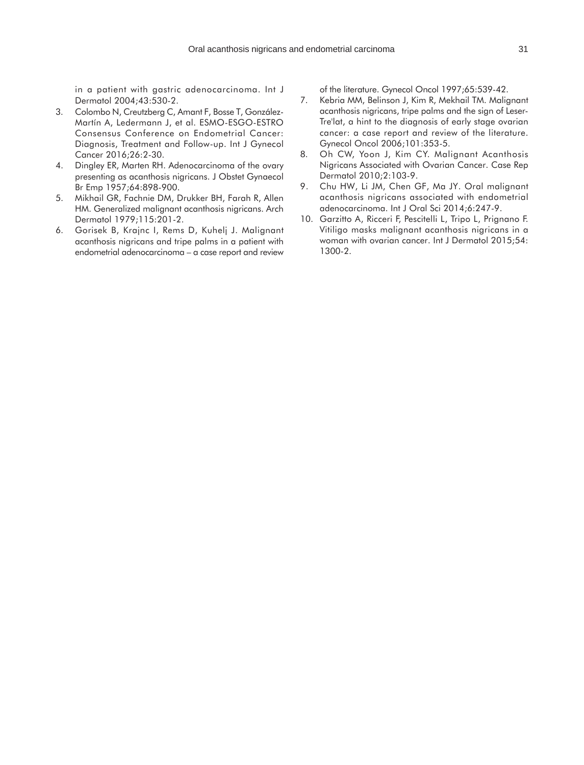in a patient with gastric adenocarcinoma. Int J Dermatol 2004;43:530-2.

3. Colombo N, Creutzberg C, Amant F, Bosse T, González-Martín A, Ledermann J, et al. ESMO-ESGO-ESTRO Consensus Conference on Endometrial Cancer: Diagnosis, Treatment and Follow-up. Int J Gynecol Cancer 2016;26:2-30.
4. Dingley ER, Marten RH. Adenocarcinoma of the ovary presenting as acanthosis nigricans. J Obstet Gynaecol Br Emp 1957;64:898-900.
5. Mikhail GR, Fachnie DM, Drukker BH, Farah R, Allen HM. Generalized malignant acanthosis nigricans. Arch Dermatol 1979;115:201-2.
6. Gorisek B, Krajnc I, Rems D, Kuhelj J. Malignant acanthosis nigricans and tripe palms in a patient with endometrial adenocarcinoma – a case report and review of the literature. Gynecol Oncol 1997;65:539-42.
7. Kebria MM, Belinson J, Kim R, Mekhail TM. Malignant acanthosis nigricans, tripe palms and the sign of Leser-Tre'lat, a hint to the diagnosis of early stage ovarian cancer: a case report and review of the literature. Gynecol Oncol 2006;101:353-5.
8. Oh CW, Yoon J, Kim CY. Malignant Acanthosis Nigricans Associated with Ovarian Cancer. Case Rep Dermatol 2010;2:103-9.
9. Chu HW, Li JM, Chen GF, Ma JY. Oral malignant acanthosis nigricans associated with endometrial adenocarcinoma. Int J Oral Sci 2014;6:247-9.
10. Garzitto A, Ricceri F, Pescitelli L, Tripo L, Prignano F. Vitiligo masks malignant acanthosis nigricans in a woman with ovarian cancer. Int J Dermatol 2015;54: 1300-2.